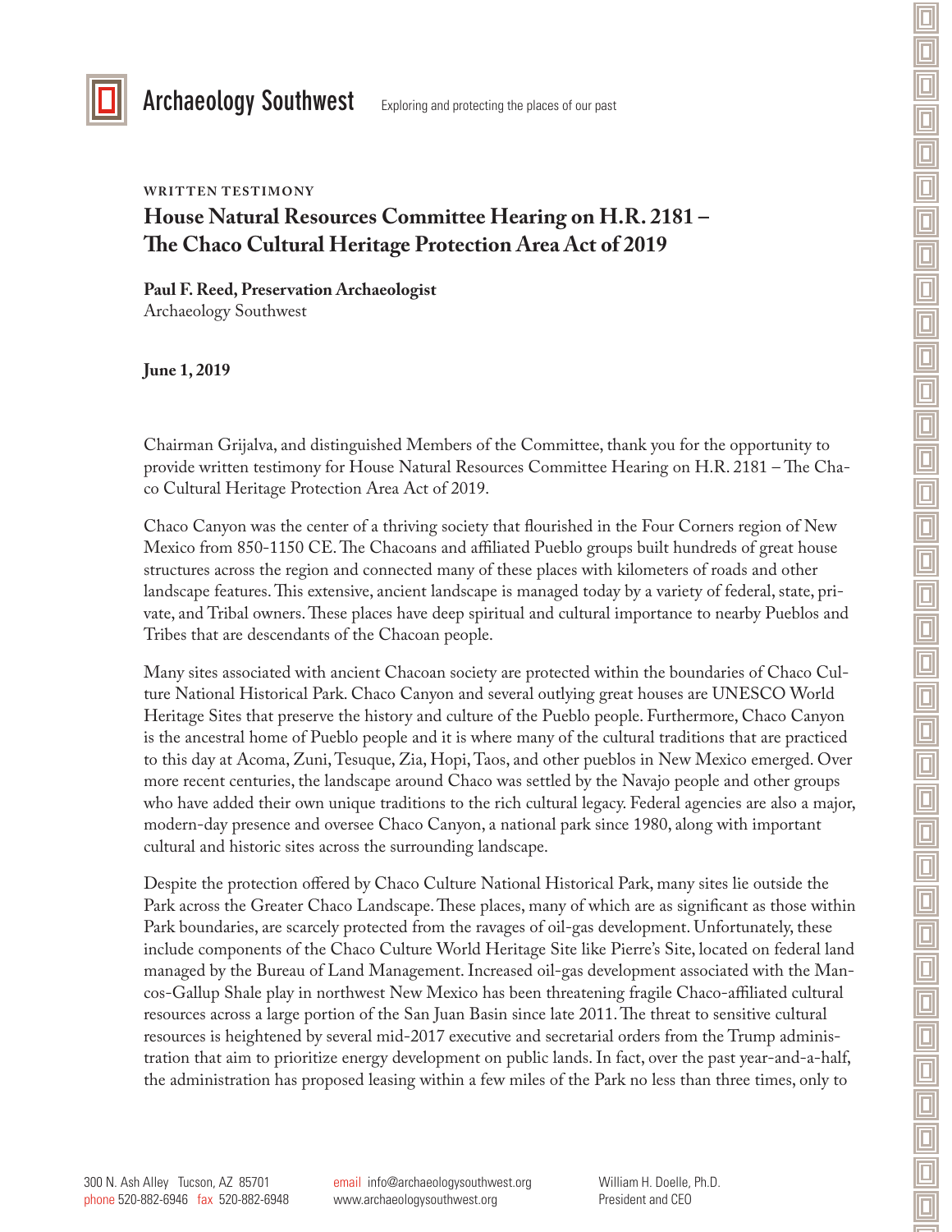Archaeology Southwest

Exploring and protecting the places of our past

**WRITTEN TESTIMONY**

# House Natural Resources Committee Hearing on H.R. 2181 – The Chaco Cultural Heritage Protection Area Act of 2019

**Paul F. Reed, Preservation Archaeologist**
Archaeology Southwest

**June 1, 2019**

Chairman Grijalva, and distinguished Members of the Committee, thank you for the opportunity to provide written testimony for House Natural Resources Committee Hearing on H.R. 2181 – The Chaco Cultural Heritage Protection Area Act of 2019.

Chaco Canyon was the center of a thriving society that flourished in the Four Corners region of New Mexico from 850-1150 CE. The Chacoans and affiliated Pueblo groups built hundreds of great house structures across the region and connected many of these places with kilometers of roads and other landscape features. This extensive, ancient landscape is managed today by a variety of federal, state, private, and Tribal owners. These places have deep spiritual and cultural importance to nearby Pueblos and Tribes that are descendants of the Chacoan people.

Many sites associated with ancient Chacoan society are protected within the boundaries of Chaco Culture National Historical Park. Chaco Canyon and several outlying great houses are UNESCO World Heritage Sites that preserve the history and culture of the Pueblo people. Furthermore, Chaco Canyon is the ancestral home of Pueblo people and it is where many of the cultural traditions that are practiced to this day at Acoma, Zuni, Tesuque, Zia, Hopi, Taos, and other pueblos in New Mexico emerged. Over more recent centuries, the landscape around Chaco was settled by the Navajo people and other groups who have added their own unique traditions to the rich cultural legacy. Federal agencies are also a major, modern-day presence and oversee Chaco Canyon, a national park since 1980, along with important cultural and historic sites across the surrounding landscape.

Despite the protection offered by Chaco Culture National Historical Park, many sites lie outside the Park across the Greater Chaco Landscape. These places, many of which are as significant as those within Park boundaries, are scarcely protected from the ravages of oil-gas development. Unfortunately, these include components of the Chaco Culture World Heritage Site like Pierre's Site, located on federal land managed by the Bureau of Land Management. Increased oil-gas development associated with the Mancos-Gallup Shale play in northwest New Mexico has been threatening fragile Chaco-affiliated cultural resources across a large portion of the San Juan Basin since late 2011. The threat to sensitive cultural resources is heightened by several mid-2017 executive and secretarial orders from the Trump administration that aim to prioritize energy development on public lands. In fact, over the past year-and-a-half, the administration has proposed leasing within a few miles of the Park no less than three times, only to

300 N. Ash Alley Tucson, AZ 85701
phone 520-882-6946 fax 520-882-6948

email info@archaeologysouthwest.org
www.archaeologysouthwest.org

William H. Doelle, Ph.D.
President and CEO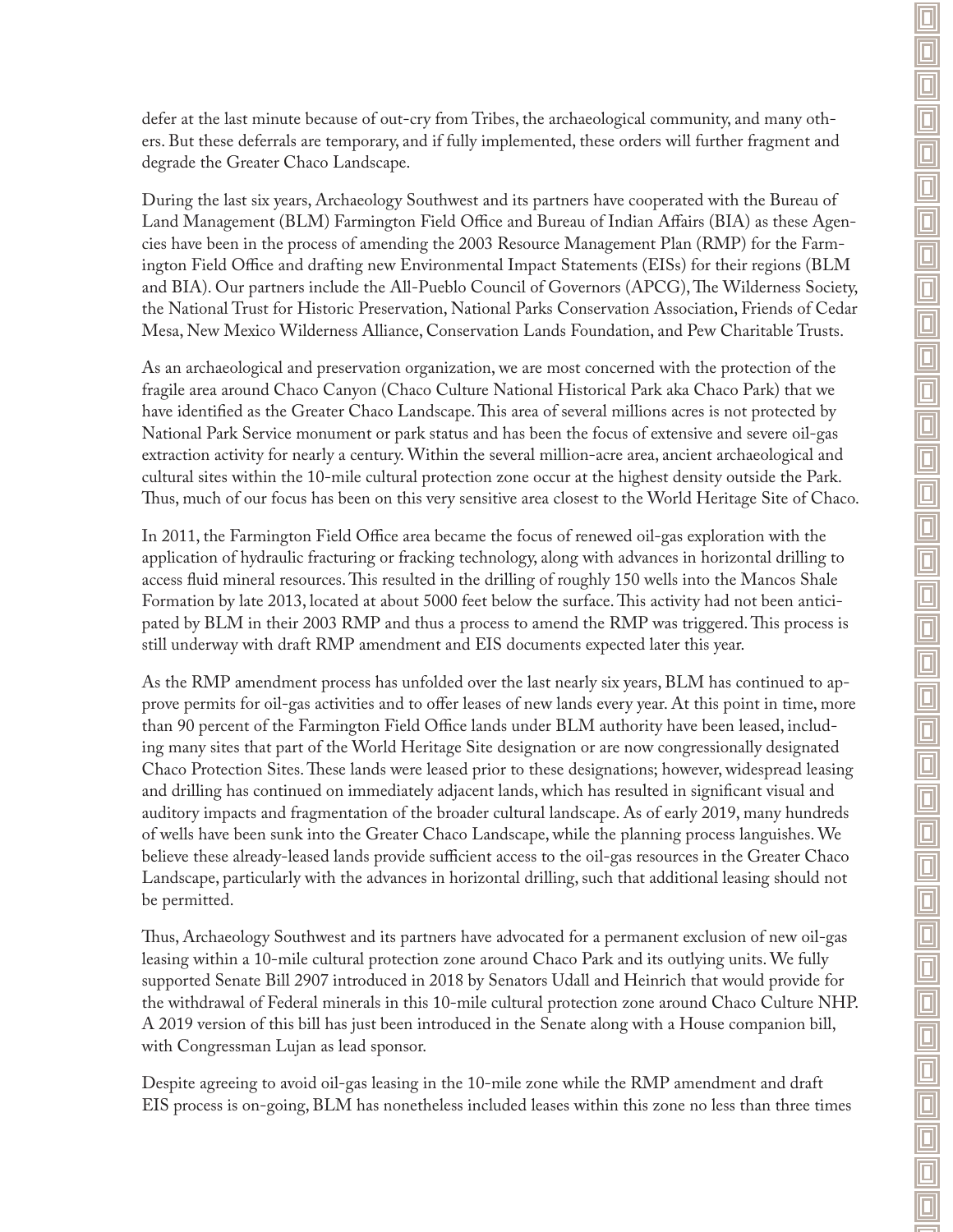defer at the last minute because of out-cry from Tribes, the archaeological community, and many others. But these deferrals are temporary, and if fully implemented, these orders will further fragment and degrade the Greater Chaco Landscape.

During the last six years, Archaeology Southwest and its partners have cooperated with the Bureau of Land Management (BLM) Farmington Field Office and Bureau of Indian Affairs (BIA) as these Agencies have been in the process of amending the 2003 Resource Management Plan (RMP) for the Farmington Field Office and drafting new Environmental Impact Statements (EISs) for their regions (BLM and BIA). Our partners include the All-Pueblo Council of Governors (APCG), The Wilderness Society, the National Trust for Historic Preservation, National Parks Conservation Association, Friends of Cedar Mesa, New Mexico Wilderness Alliance, Conservation Lands Foundation, and Pew Charitable Trusts.

As an archaeological and preservation organization, we are most concerned with the protection of the fragile area around Chaco Canyon (Chaco Culture National Historical Park aka Chaco Park) that we have identified as the Greater Chaco Landscape. This area of several millions acres is not protected by National Park Service monument or park status and has been the focus of extensive and severe oil-gas extraction activity for nearly a century. Within the several million-acre area, ancient archaeological and cultural sites within the 10-mile cultural protection zone occur at the highest density outside the Park. Thus, much of our focus has been on this very sensitive area closest to the World Heritage Site of Chaco.

In 2011, the Farmington Field Office area became the focus of renewed oil-gas exploration with the application of hydraulic fracturing or fracking technology, along with advances in horizontal drilling to access fluid mineral resources. This resulted in the drilling of roughly 150 wells into the Mancos Shale Formation by late 2013, located at about 5000 feet below the surface. This activity had not been anticipated by BLM in their 2003 RMP and thus a process to amend the RMP was triggered. This process is still underway with draft RMP amendment and EIS documents expected later this year.

As the RMP amendment process has unfolded over the last nearly six years, BLM has continued to approve permits for oil-gas activities and to offer leases of new lands every year. At this point in time, more than 90 percent of the Farmington Field Office lands under BLM authority have been leased, including many sites that part of the World Heritage Site designation or are now congressionally designated Chaco Protection Sites. These lands were leased prior to these designations; however, widespread leasing and drilling has continued on immediately adjacent lands, which has resulted in significant visual and auditory impacts and fragmentation of the broader cultural landscape. As of early 2019, many hundreds of wells have been sunk into the Greater Chaco Landscape, while the planning process languishes. We believe these already-leased lands provide sufficient access to the oil-gas resources in the Greater Chaco Landscape, particularly with the advances in horizontal drilling, such that additional leasing should not be permitted.

Thus, Archaeology Southwest and its partners have advocated for a permanent exclusion of new oil-gas leasing within a 10-mile cultural protection zone around Chaco Park and its outlying units. We fully supported Senate Bill 2907 introduced in 2018 by Senators Udall and Heinrich that would provide for the withdrawal of Federal minerals in this 10-mile cultural protection zone around Chaco Culture NHP. A 2019 version of this bill has just been introduced in the Senate along with a House companion bill, with Congressman Lujan as lead sponsor.

Despite agreeing to avoid oil-gas leasing in the 10-mile zone while the RMP amendment and draft EIS process is on-going, BLM has nonetheless included leases within this zone no less than three times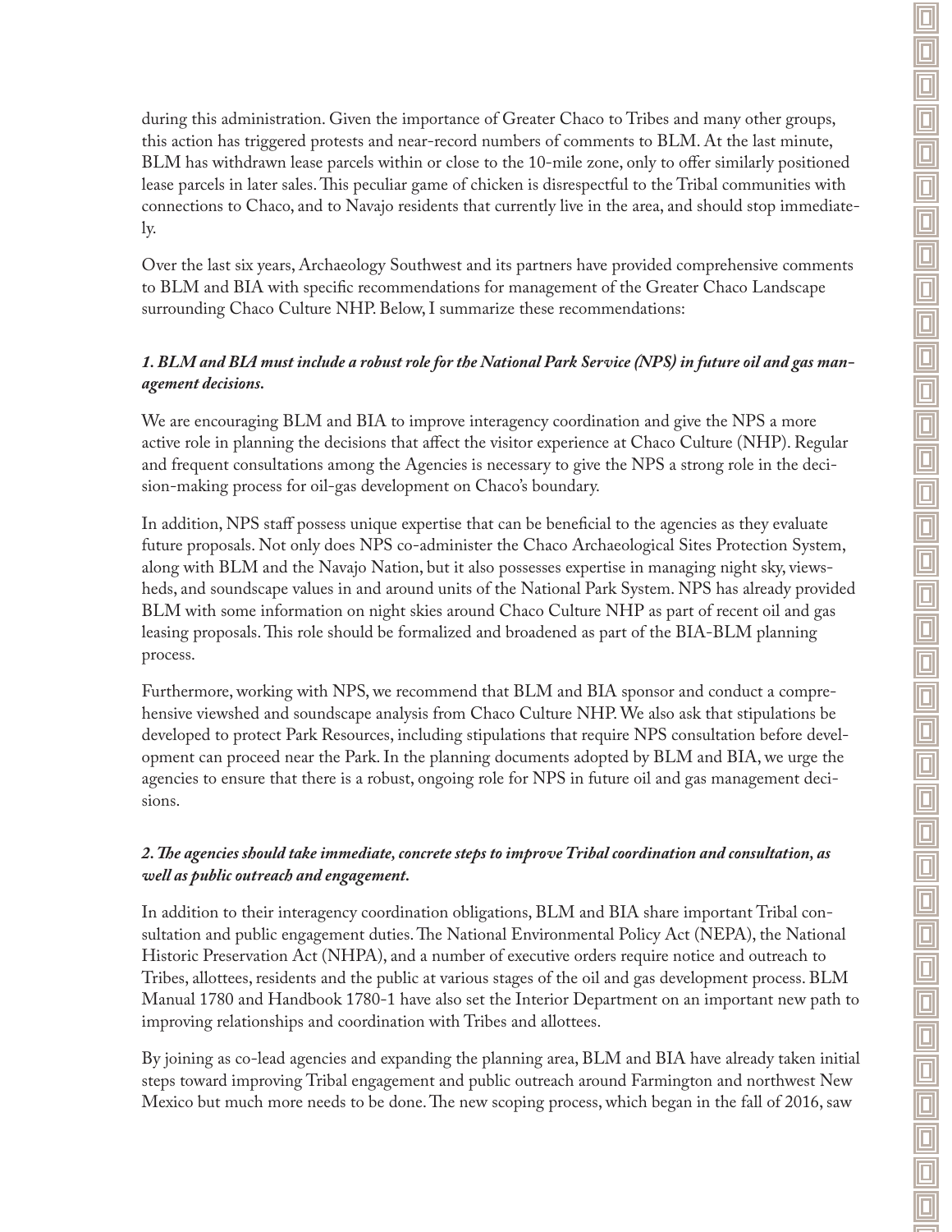during this administration. Given the importance of Greater Chaco to Tribes and many other groups, this action has triggered protests and near-record numbers of comments to BLM. At the last minute, BLM has withdrawn lease parcels within or close to the 10-mile zone, only to offer similarly positioned lease parcels in later sales. This peculiar game of chicken is disrespectful to the Tribal communities with connections to Chaco, and to Navajo residents that currently live in the area, and should stop immediately.

Over the last six years, Archaeology Southwest and its partners have provided comprehensive comments to BLM and BIA with specific recommendations for management of the Greater Chaco Landscape surrounding Chaco Culture NHP. Below, I summarize these recommendations:

***1. BLM and BIA must include a robust role for the National Park Service (NPS) in future oil and gas management decisions.***

We are encouraging BLM and BIA to improve interagency coordination and give the NPS a more active role in planning the decisions that affect the visitor experience at Chaco Culture (NHP). Regular and frequent consultations among the Agencies is necessary to give the NPS a strong role in the decision-making process for oil-gas development on Chaco's boundary.

In addition, NPS staff possess unique expertise that can be beneficial to the agencies as they evaluate future proposals. Not only does NPS co-administer the Chaco Archaeological Sites Protection System, along with BLM and the Navajo Nation, but it also possesses expertise in managing night sky, viewsheds, and soundscape values in and around units of the National Park System. NPS has already provided BLM with some information on night skies around Chaco Culture NHP as part of recent oil and gas leasing proposals. This role should be formalized and broadened as part of the BIA-BLM planning process.

Furthermore, working with NPS, we recommend that BLM and BIA sponsor and conduct a comprehensive viewshed and soundscape analysis from Chaco Culture NHP. We also ask that stipulations be developed to protect Park Resources, including stipulations that require NPS consultation before development can proceed near the Park. In the planning documents adopted by BLM and BIA, we urge the agencies to ensure that there is a robust, ongoing role for NPS in future oil and gas management decisions.

***2. The agencies should take immediate, concrete steps to improve Tribal coordination and consultation, as well as public outreach and engagement.***

In addition to their interagency coordination obligations, BLM and BIA share important Tribal consultation and public engagement duties. The National Environmental Policy Act (NEPA), the National Historic Preservation Act (NHPA), and a number of executive orders require notice and outreach to Tribes, allottees, residents and the public at various stages of the oil and gas development process. BLM Manual 1780 and Handbook 1780-1 have also set the Interior Department on an important new path to improving relationships and coordination with Tribes and allottees.

By joining as co-lead agencies and expanding the planning area, BLM and BIA have already taken initial steps toward improving Tribal engagement and public outreach around Farmington and northwest New Mexico but much more needs to be done. The new scoping process, which began in the fall of 2016, saw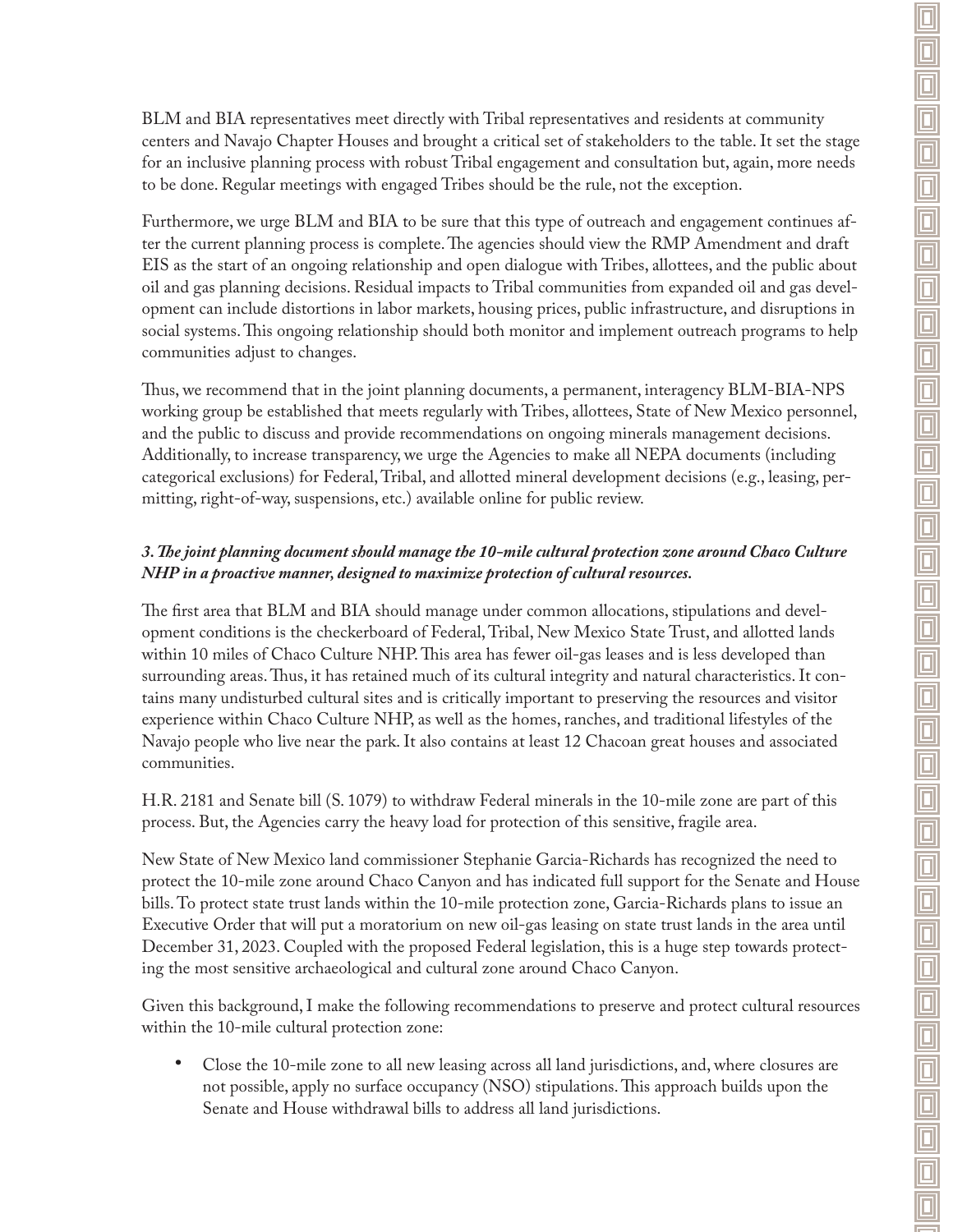BLM and BIA representatives meet directly with Tribal representatives and residents at community centers and Navajo Chapter Houses and brought a critical set of stakeholders to the table. It set the stage for an inclusive planning process with robust Tribal engagement and consultation but, again, more needs to be done. Regular meetings with engaged Tribes should be the rule, not the exception.

Furthermore, we urge BLM and BIA to be sure that this type of outreach and engagement continues after the current planning process is complete. The agencies should view the RMP Amendment and draft EIS as the start of an ongoing relationship and open dialogue with Tribes, allottees, and the public about oil and gas planning decisions. Residual impacts to Tribal communities from expanded oil and gas development can include distortions in labor markets, housing prices, public infrastructure, and disruptions in social systems. This ongoing relationship should both monitor and implement outreach programs to help communities adjust to changes.

Thus, we recommend that in the joint planning documents, a permanent, interagency BLM-BIA-NPS working group be established that meets regularly with Tribes, allottees, State of New Mexico personnel, and the public to discuss and provide recommendations on ongoing minerals management decisions. Additionally, to increase transparency, we urge the Agencies to make all NEPA documents (including categorical exclusions) for Federal, Tribal, and allotted mineral development decisions (e.g., leasing, permitting, right-of-way, suspensions, etc.) available online for public review.

***3. The joint planning document should manage the 10-mile cultural protection zone around Chaco Culture NHP in a proactive manner, designed to maximize protection of cultural resources.***

The first area that BLM and BIA should manage under common allocations, stipulations and development conditions is the checkerboard of Federal, Tribal, New Mexico State Trust, and allotted lands within 10 miles of Chaco Culture NHP. This area has fewer oil-gas leases and is less developed than surrounding areas. Thus, it has retained much of its cultural integrity and natural characteristics. It contains many undisturbed cultural sites and is critically important to preserving the resources and visitor experience within Chaco Culture NHP, as well as the homes, ranches, and traditional lifestyles of the Navajo people who live near the park. It also contains at least 12 Chacoan great houses and associated communities.

H.R. 2181 and Senate bill (S. 1079) to withdraw Federal minerals in the 10-mile zone are part of this process. But, the Agencies carry the heavy load for protection of this sensitive, fragile area.

New State of New Mexico land commissioner Stephanie Garcia-Richards has recognized the need to protect the 10-mile zone around Chaco Canyon and has indicated full support for the Senate and House bills. To protect state trust lands within the 10-mile protection zone, Garcia-Richards plans to issue an Executive Order that will put a moratorium on new oil-gas leasing on state trust lands in the area until December 31, 2023. Coupled with the proposed Federal legislation, this is a huge step towards protecting the most sensitive archaeological and cultural zone around Chaco Canyon.

Given this background, I make the following recommendations to preserve and protect cultural resources within the 10-mile cultural protection zone:

- Close the 10-mile zone to all new leasing across all land jurisdictions, and, where closures are not possible, apply no surface occupancy (NSO) stipulations. This approach builds upon the Senate and House withdrawal bills to address all land jurisdictions.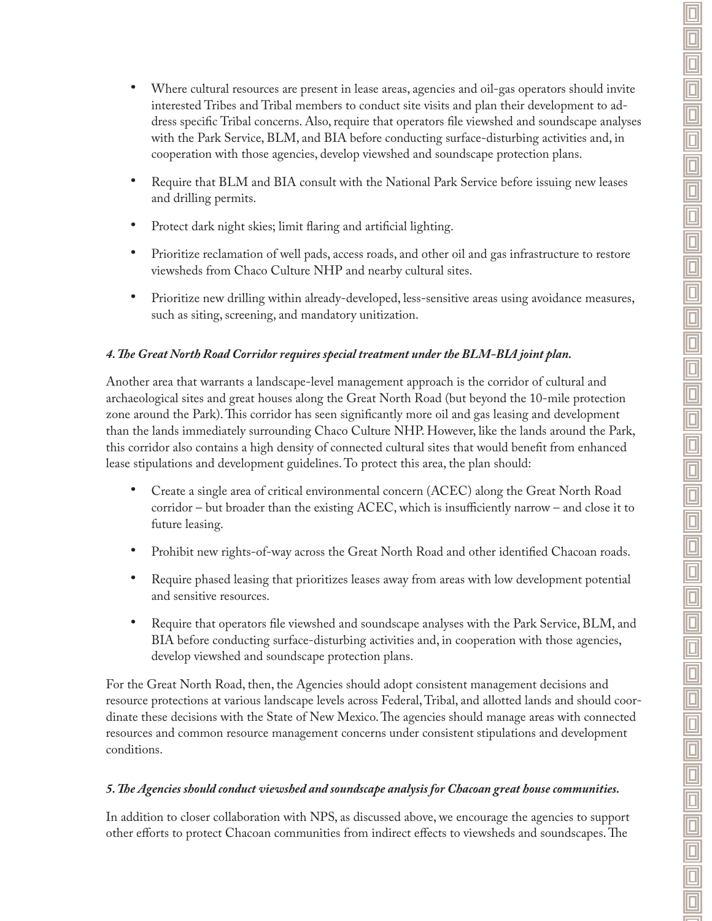- Where cultural resources are present in lease areas, agencies and oil-gas operators should invite interested Tribes and Tribal members to conduct site visits and plan their development to address specific Tribal concerns. Also, require that operators file viewshed and soundscape analyses with the Park Service, BLM, and BIA before conducting surface-disturbing activities and, in cooperation with those agencies, develop viewshed and soundscape protection plans.
- Require that BLM and BIA consult with the National Park Service before issuing new leases and drilling permits.
- Protect dark night skies; limit flaring and artificial lighting.
- Prioritize reclamation of well pads, access roads, and other oil and gas infrastructure to restore viewsheds from Chaco Culture NHP and nearby cultural sites.
- Prioritize new drilling within already-developed, less-sensitive areas using avoidance measures, such as siting, screening, and mandatory unitization.

***4. The Great North Road Corridor requires special treatment under the BLM-BIA joint plan.***

Another area that warrants a landscape-level management approach is the corridor of cultural and archaeological sites and great houses along the Great North Road (but beyond the 10-mile protection zone around the Park). This corridor has seen significantly more oil and gas leasing and development than the lands immediately surrounding Chaco Culture NHP. However, like the lands around the Park, this corridor also contains a high density of connected cultural sites that would benefit from enhanced lease stipulations and development guidelines. To protect this area, the plan should:

- Create a single area of critical environmental concern (ACEC) along the Great North Road corridor – but broader than the existing ACEC, which is insufficiently narrow – and close it to future leasing.
- Prohibit new rights-of-way across the Great North Road and other identified Chacoan roads.
- Require phased leasing that prioritizes leases away from areas with low development potential and sensitive resources.
- Require that operators file viewshed and soundscape analyses with the Park Service, BLM, and BIA before conducting surface-disturbing activities and, in cooperation with those agencies, develop viewshed and soundscape protection plans.

For the Great North Road, then, the Agencies should adopt consistent management decisions and resource protections at various landscape levels across Federal, Tribal, and allotted lands and should coordinate these decisions with the State of New Mexico. The agencies should manage areas with connected resources and common resource management concerns under consistent stipulations and development conditions.

***5. The Agencies should conduct viewshed and soundscape analysis for Chacoan great house communities.***

In addition to closer collaboration with NPS, as discussed above, we encourage the agencies to support other efforts to protect Chacoan communities from indirect effects to viewsheds and soundscapes. The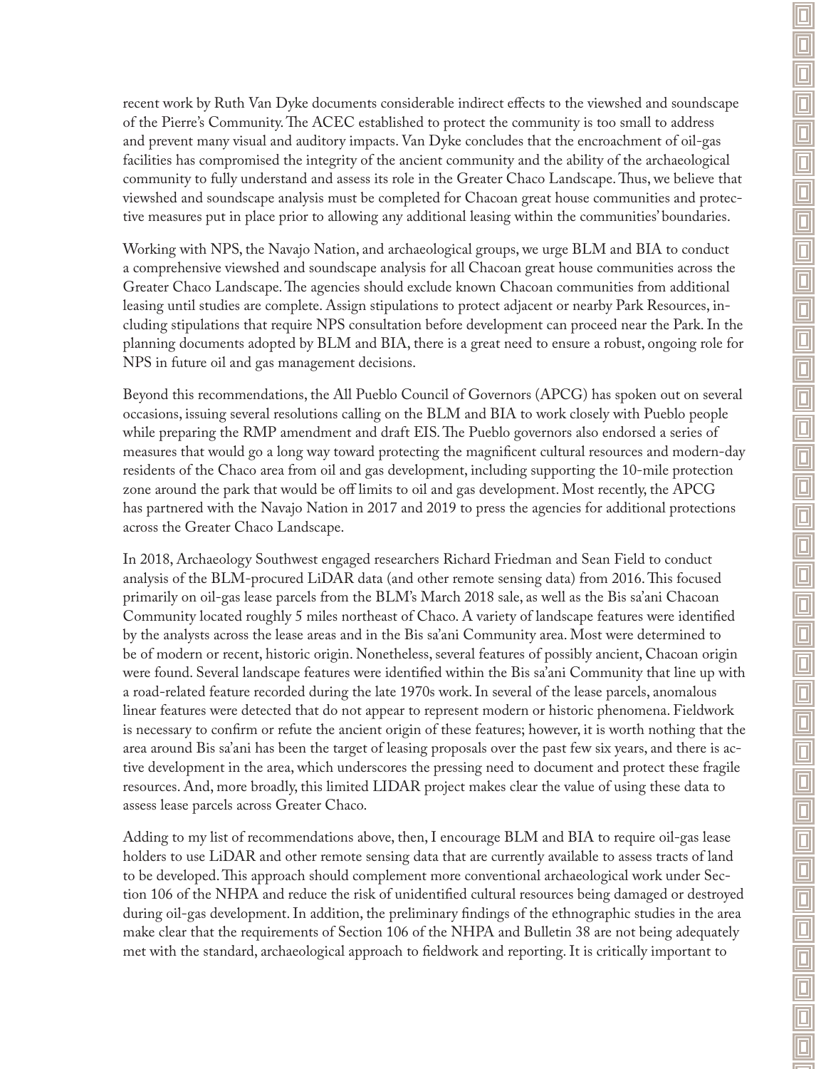recent work by Ruth Van Dyke documents considerable indirect effects to the viewshed and soundscape of the Pierre's Community. The ACEC established to protect the community is too small to address and prevent many visual and auditory impacts. Van Dyke concludes that the encroachment of oil-gas facilities has compromised the integrity of the ancient community and the ability of the archaeological community to fully understand and assess its role in the Greater Chaco Landscape. Thus, we believe that viewshed and soundscape analysis must be completed for Chacoan great house communities and protective measures put in place prior to allowing any additional leasing within the communities' boundaries.

Working with NPS, the Navajo Nation, and archaeological groups, we urge BLM and BIA to conduct a comprehensive viewshed and soundscape analysis for all Chacoan great house communities across the Greater Chaco Landscape. The agencies should exclude known Chacoan communities from additional leasing until studies are complete. Assign stipulations to protect adjacent or nearby Park Resources, including stipulations that require NPS consultation before development can proceed near the Park. In the planning documents adopted by BLM and BIA, there is a great need to ensure a robust, ongoing role for NPS in future oil and gas management decisions.

Beyond this recommendations, the All Pueblo Council of Governors (APCG) has spoken out on several occasions, issuing several resolutions calling on the BLM and BIA to work closely with Pueblo people while preparing the RMP amendment and draft EIS. The Pueblo governors also endorsed a series of measures that would go a long way toward protecting the magnificent cultural resources and modern-day residents of the Chaco area from oil and gas development, including supporting the 10-mile protection zone around the park that would be off limits to oil and gas development. Most recently, the APCG has partnered with the Navajo Nation in 2017 and 2019 to press the agencies for additional protections across the Greater Chaco Landscape.

In 2018, Archaeology Southwest engaged researchers Richard Friedman and Sean Field to conduct analysis of the BLM-procured LiDAR data (and other remote sensing data) from 2016. This focused primarily on oil-gas lease parcels from the BLM's March 2018 sale, as well as the Bis sa'ani Chacoan Community located roughly 5 miles northeast of Chaco. A variety of landscape features were identified by the analysts across the lease areas and in the Bis sa'ani Community area. Most were determined to be of modern or recent, historic origin. Nonetheless, several features of possibly ancient, Chacoan origin were found. Several landscape features were identified within the Bis sa'ani Community that line up with a road-related feature recorded during the late 1970s work. In several of the lease parcels, anomalous linear features were detected that do not appear to represent modern or historic phenomena. Fieldwork is necessary to confirm or refute the ancient origin of these features; however, it is worth nothing that the area around Bis sa'ani has been the target of leasing proposals over the past few six years, and there is active development in the area, which underscores the pressing need to document and protect these fragile resources. And, more broadly, this limited LIDAR project makes clear the value of using these data to assess lease parcels across Greater Chaco.

Adding to my list of recommendations above, then, I encourage BLM and BIA to require oil-gas lease holders to use LiDAR and other remote sensing data that are currently available to assess tracts of land to be developed. This approach should complement more conventional archaeological work under Section 106 of the NHPA and reduce the risk of unidentified cultural resources being damaged or destroyed during oil-gas development. In addition, the preliminary findings of the ethnographic studies in the area make clear that the requirements of Section 106 of the NHPA and Bulletin 38 are not being adequately met with the standard, archaeological approach to fieldwork and reporting. It is critically important to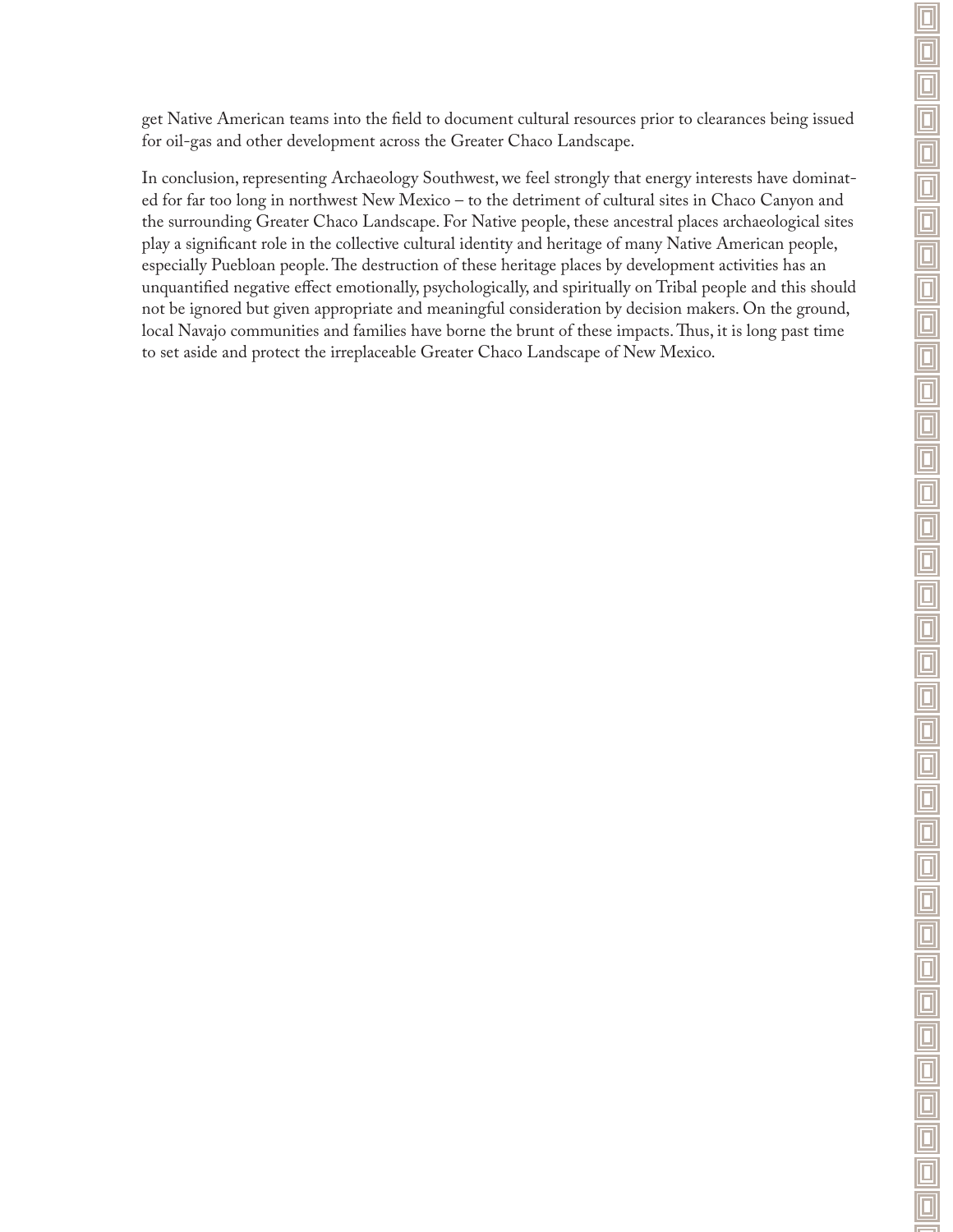get Native American teams into the field to document cultural resources prior to clearances being issued for oil-gas and other development across the Greater Chaco Landscape.

In conclusion, representing Archaeology Southwest, we feel strongly that energy interests have dominated for far too long in northwest New Mexico – to the detriment of cultural sites in Chaco Canyon and the surrounding Greater Chaco Landscape. For Native people, these ancestral places archaeological sites play a significant role in the collective cultural identity and heritage of many Native American people, especially Puebloan people. The destruction of these heritage places by development activities has an unquantified negative effect emotionally, psychologically, and spiritually on Tribal people and this should not be ignored but given appropriate and meaningful consideration by decision makers. On the ground, local Navajo communities and families have borne the brunt of these impacts. Thus, it is long past time to set aside and protect the irreplaceable Greater Chaco Landscape of New Mexico.